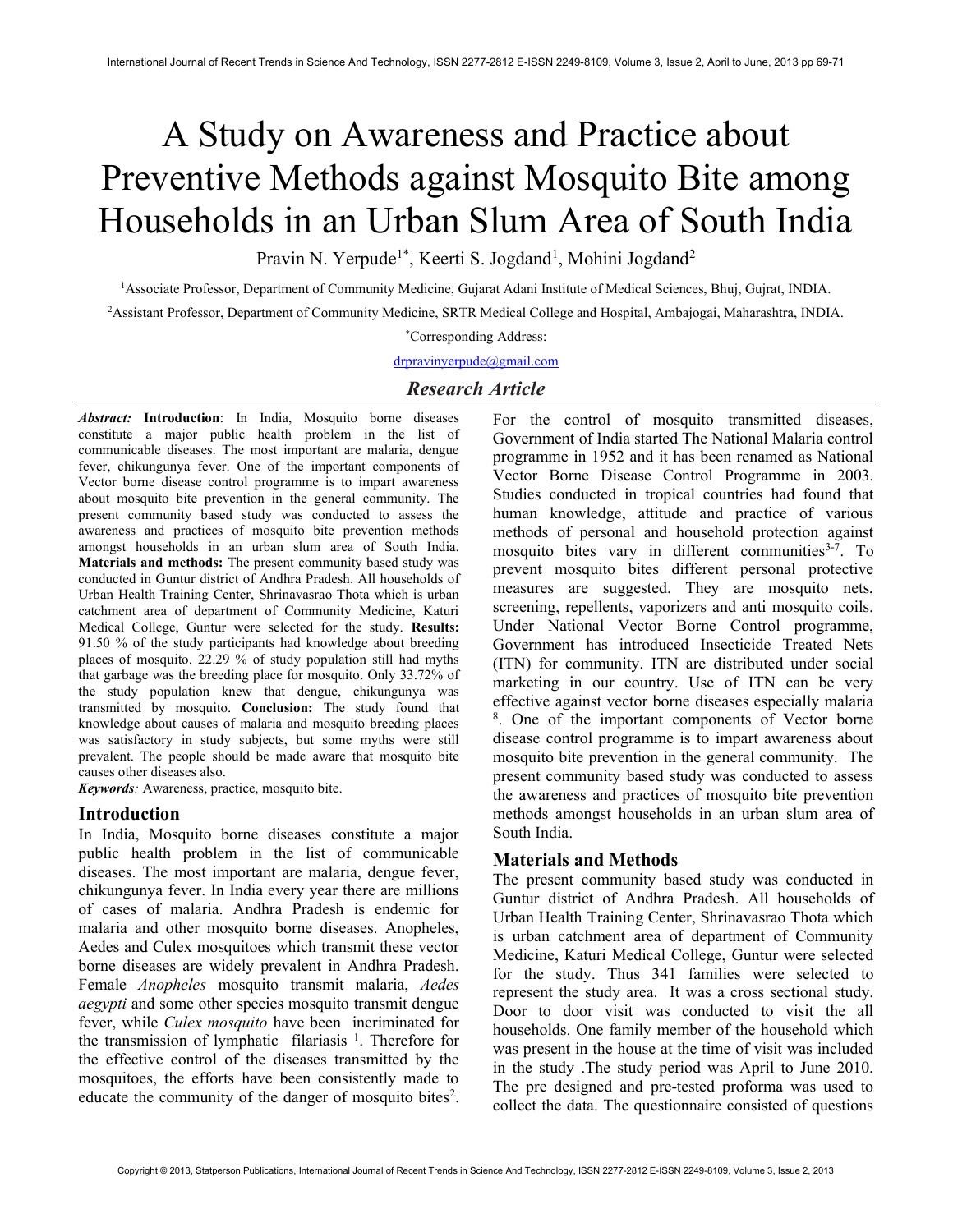# A Study on Awareness and Practice about Preventive Methods against Mosquito Bite among Households in an Urban Slum Area of South India

Pravin N. Yerpude[1*], Keerti S. Jogdand[1], Mohini Jogdand[2]

[1]Associate Professor, Department of Community Medicine, Gujarat Adani Institute of Medical Sciences, Bhuj, Gujrat, INDIA.

[2]Assistant Professor, Department of Community Medicine, SRTR Medical College and Hospital, Ambajogai, Maharashtra, INDIA.

[*]Corresponding Address:

drpravinyerpude@gmail.com

## *Research Article*

***Abstract:*** **Introduction**: In India, Mosquito borne diseases constitute a major public health problem in the list of communicable diseases. The most important are malaria, dengue fever, chikungunya fever. One of the important components of Vector borne disease control programme is to impart awareness about mosquito bite prevention in the general community. The present community based study was conducted to assess the awareness and practices of mosquito bite prevention methods amongst households in an urban slum area of South India. **Materials and methods:** The present community based study was conducted in Guntur district of Andhra Pradesh. All households of Urban Health Training Center, Shrinavasrao Thota which is urban catchment area of department of Community Medicine, Katuri Medical College, Guntur were selected for the study. **Results:** 91.50 % of the study participants had knowledge about breeding places of mosquito. 22.29 % of study population still had myths that garbage was the breeding place for mosquito. Only 33.72% of the study population knew that dengue, chikungunya was transmitted by mosquito. **Conclusion:** The study found that knowledge about causes of malaria and mosquito breeding places was satisfactory in study subjects, but some myths were still prevalent. The people should be made aware that mosquito bite causes other diseases also.

***Keywords****:* Awareness, practice, mosquito bite.

## Introduction

In India, Mosquito borne diseases constitute a major public health problem in the list of communicable diseases. The most important are malaria, dengue fever, chikungunya fever. In India every year there are millions of cases of malaria. Andhra Pradesh is endemic for malaria and other mosquito borne diseases. Anopheles, Aedes and Culex mosquitoes which transmit these vector borne diseases are widely prevalent in Andhra Pradesh. Female *Anopheles* mosquito transmit malaria, *Aedes aegypti* and some other species mosquito transmit dengue fever, while *Culex mosquito* have been incriminated for the transmission of lymphatic filariasis [1]. Therefore for the effective control of the diseases transmitted by the mosquitoes, the efforts have been consistently made to educate the community of the danger of mosquito bites[2]. For the control of mosquito transmitted diseases, Government of India started The National Malaria control programme in 1952 and it has been renamed as National Vector Borne Disease Control Programme in 2003. Studies conducted in tropical countries had found that human knowledge, attitude and practice of various methods of personal and household protection against mosquito bites vary in different communities[3-7]. To prevent mosquito bites different personal protective measures are suggested. They are mosquito nets, screening, repellents, vaporizers and anti mosquito coils. Under National Vector Borne Control programme, Government has introduced Insecticide Treated Nets (ITN) for community. ITN are distributed under social marketing in our country. Use of ITN can be very effective against vector borne diseases especially malaria [8]. One of the important components of Vector borne disease control programme is to impart awareness about mosquito bite prevention in the general community. The present community based study was conducted to assess the awareness and practices of mosquito bite prevention methods amongst households in an urban slum area of South India.

## Materials and Methods

The present community based study was conducted in Guntur district of Andhra Pradesh. All households of Urban Health Training Center, Shrinavasrao Thota which is urban catchment area of department of Community Medicine, Katuri Medical College, Guntur were selected for the study. Thus 341 families were selected to represent the study area. It was a cross sectional study. Door to door visit was conducted to visit the all households. One family member of the household which was present in the house at the time of visit was included in the study .The study period was April to June 2010. The pre designed and pre-tested proforma was used to collect the data. The questionnaire consisted of questions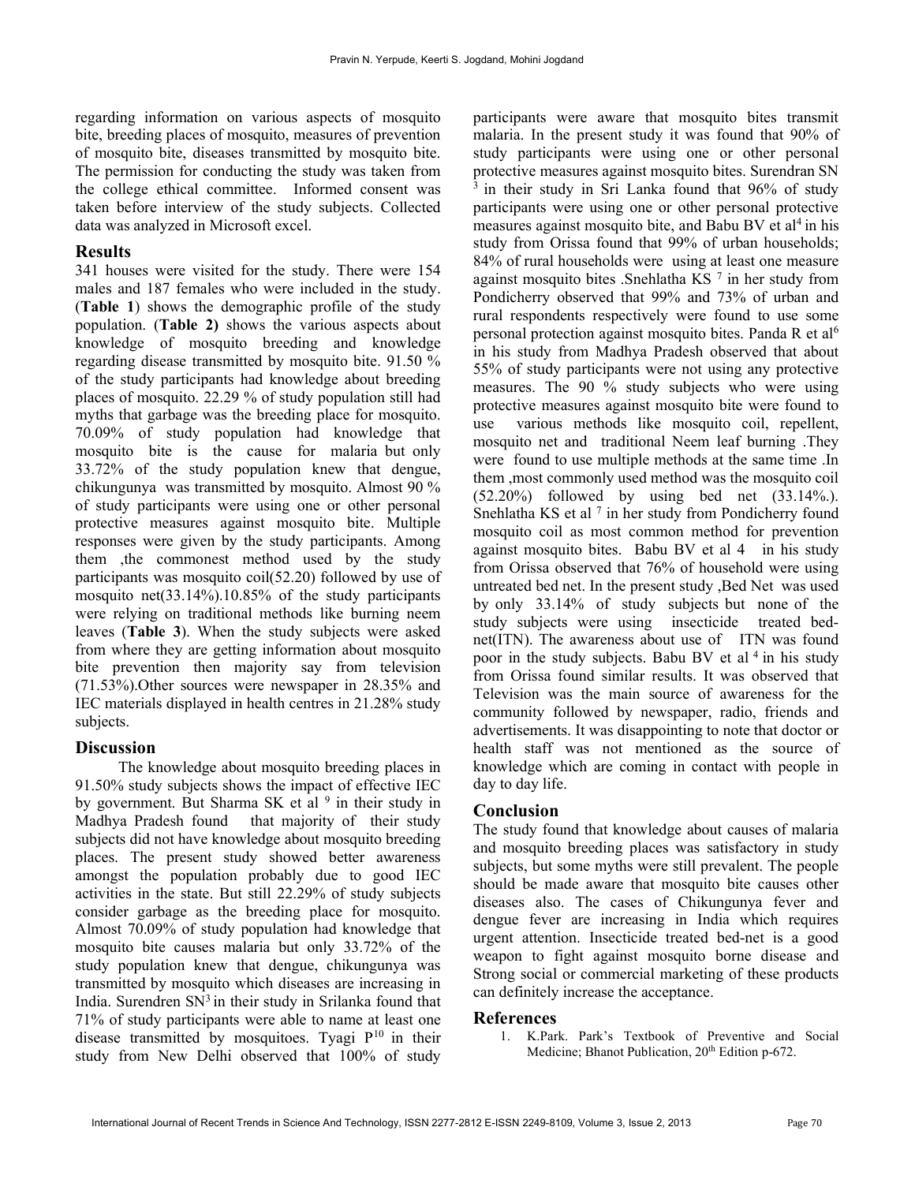regarding information on various aspects of mosquito bite, breeding places of mosquito, measures of prevention of mosquito bite, diseases transmitted by mosquito bite. The permission for conducting the study was taken from the college ethical committee. Informed consent was taken before interview of the study subjects. Collected data was analyzed in Microsoft excel.

## Results

341 houses were visited for the study. There were 154 males and 187 females who were included in the study. (**Table 1**) shows the demographic profile of the study population. (**Table 2)** shows the various aspects about knowledge of mosquito breeding and knowledge regarding disease transmitted by mosquito bite. 91.50 % of the study participants had knowledge about breeding places of mosquito. 22.29 % of study population still had myths that garbage was the breeding place for mosquito. 70.09% of study population had knowledge that mosquito bite is the cause for malaria but only 33.72% of the study population knew that dengue, chikungunya was transmitted by mosquito. Almost 90 % of study participants were using one or other personal protective measures against mosquito bite. Multiple responses were given by the study participants. Among them ,the commonest method used by the study participants was mosquito coil(52.20) followed by use of mosquito net(33.14%).10.85% of the study participants were relying on traditional methods like burning neem leaves (**Table 3**). When the study subjects were asked from where they are getting information about mosquito bite prevention then majority say from television (71.53%).Other sources were newspaper in 28.35% and IEC materials displayed in health centres in 21.28% study subjects.

## Discussion

The knowledge about mosquito breeding places in 91.50% study subjects shows the impact of effective IEC by government. But Sharma SK et al [9] in their study in Madhya Pradesh found that majority of their study subjects did not have knowledge about mosquito breeding places. The present study showed better awareness amongst the population probably due to good IEC activities in the state. But still 22.29% of study subjects consider garbage as the breeding place for mosquito. Almost 70.09% of study population had knowledge that mosquito bite causes malaria but only 33.72% of the study population knew that dengue, chikungunya was transmitted by mosquito which diseases are increasing in India. Surendren SN[3] in their study in Srilanka found that 71% of study participants were able to name at least one disease transmitted by mosquitoes. Tyagi P[10] in their study from New Delhi observed that 100% of study participants were aware that mosquito bites transmit malaria. In the present study it was found that 90% of study participants were using one or other personal protective measures against mosquito bites. Surendran SN [3] in their study in Sri Lanka found that 96% of study participants were using one or other personal protective measures against mosquito bite, and Babu BV et al[4] in his study from Orissa found that 99% of urban households; 84% of rural households were using at least one measure against mosquito bites .Snehlatha KS [7] in her study from Pondicherry observed that 99% and 73% of urban and rural respondents respectively were found to use some personal protection against mosquito bites. Panda R et al[6] in his study from Madhya Pradesh observed that about 55% of study participants were not using any protective measures. The 90 % study subjects who were using protective measures against mosquito bite were found to use various methods like mosquito coil, repellent, mosquito net and traditional Neem leaf burning .They were found to use multiple methods at the same time .In them ,most commonly used method was the mosquito coil (52.20%) followed by using bed net (33.14%.). Snehlatha KS et al [7] in her study from Pondicherry found mosquito coil as most common method for prevention against mosquito bites. Babu BV et al 4 in his study from Orissa observed that 76% of household were using untreated bed net. In the present study ,Bed Net was used by only 33.14% of study subjects but none of the study subjects were using insecticide treated bed-net(ITN). The awareness about use of ITN was found poor in the study subjects. Babu BV et al [4] in his study from Orissa found similar results. It was observed that Television was the main source of awareness for the community followed by newspaper, radio, friends and advertisements. It was disappointing to note that doctor or health staff was not mentioned as the source of knowledge which are coming in contact with people in day to day life.

## Conclusion

The study found that knowledge about causes of malaria and mosquito breeding places was satisfactory in study subjects, but some myths were still prevalent. The people should be made aware that mosquito bite causes other diseases also. The cases of Chikungunya fever and dengue fever are increasing in India which requires urgent attention. Insecticide treated bed-net is a good weapon to fight against mosquito borne disease and Strong social or commercial marketing of these products can definitely increase the acceptance.

## References

1. K.Park. Park's Textbook of Preventive and Social Medicine; Bhanot Publication, 20th Edition p-672.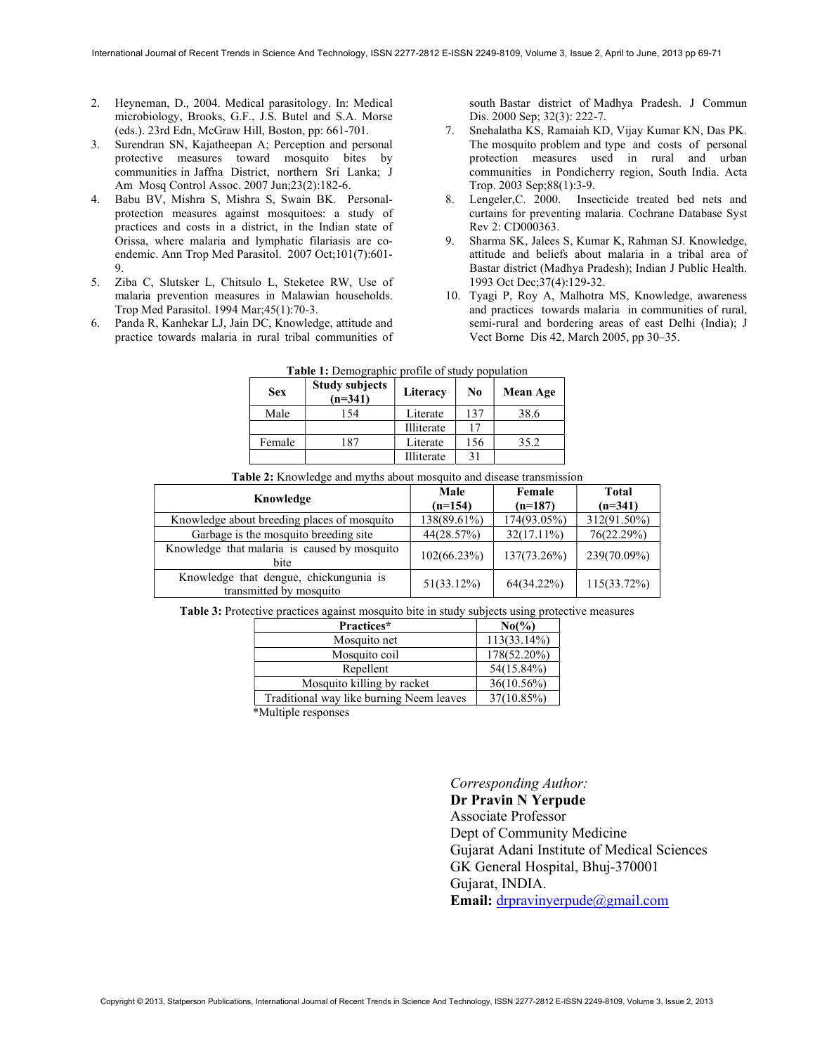2. Heyneman, D., 2004. Medical parasitology. In: Medical microbiology, Brooks, G.F., J.S. Butel and S.A. Morse (eds.). 23rd Edn, McGraw Hill, Boston, pp: 661-701.
3. Surendran SN, Kajatheepan A; Perception and personal protective measures toward mosquito bites by communities in Jaffna District, northern Sri Lanka; J Am Mosq Control Assoc. 2007 Jun;23(2):182-6.
4. Babu BV, Mishra S, Mishra S, Swain BK. Personal-protection measures against mosquitoes: a study of practices and costs in a district, in the Indian state of Orissa, where malaria and lymphatic filariasis are co-endemic. Ann Trop Med Parasitol. 2007 Oct;101(7):601-9.
5. Ziba C, Slutsker L, Chitsulo L, Steketee RW, Use of malaria prevention measures in Malawian households. Trop Med Parasitol. 1994 Mar;45(1):70-3.
6. Panda R, Kanhekar LJ, Jain DC, Knowledge, attitude and practice towards malaria in rural tribal communities of south Bastar district of Madhya Pradesh. J Commun Dis. 2000 Sep; 32(3): 222-7.
7. Snehalatha KS, Ramaiah KD, Vijay Kumar KN, Das PK. The mosquito problem and type and costs of personal protection measures used in rural and urban communities in Pondicherry region, South India. Acta Trop. 2003 Sep;88(1):3-9.
8. Lengeler,C. 2000. Insecticide treated bed nets and curtains for preventing malaria. Cochrane Database Syst Rev 2: CD000363.
9. Sharma SK, Jalees S, Kumar K, Rahman SJ. Knowledge, attitude and beliefs about malaria in a tribal area of Bastar district (Madhya Pradesh); Indian J Public Health. 1993 Oct Dec;37(4):129-32.
10. Tyagi P, Roy A, Malhotra MS, Knowledge, awareness and practices towards malaria in communities of rural, semi-rural and bordering areas of east Delhi (India); J Vect Borne Dis 42, March 2005, pp 30–35.

**Table 1:** Demographic profile of study population

| Sex | Study subjects (n=341) | Literacy | No | Mean Age |
|---|---|---|---|---|
| Male | 154 | Literate | 137 | 38.6 |
| | | Illiterate | 17 | |
| Female | 187 | Literate | 156 | 35.2 |
| | | Illiterate | 31 | |

**Table 2:** Knowledge and myths about mosquito and disease transmission

| Knowledge | Male (n=154) | Female (n=187) | Total (n=341) |
|---|---|---|---|
| Knowledge about breeding places of mosquito | 138(89.61%) | 174(93.05%) | 312(91.50%) |
| Garbage is the mosquito breeding site | 44(28.57%) | 32(17.11%) | 76(22.29%) |
| Knowledge that malaria is caused by mosquito bite | 102(66.23%) | 137(73.26%) | 239(70.09%) |
| Knowledge that dengue, chickungunia is transmitted by mosquito | 51(33.12%) | 64(34.22%) | 115(33.72%) |

**Table 3:** Protective practices against mosquito bite in study subjects using protective measures

| Practices* | No(%) |
|---|---|
| Mosquito net | 113(33.14%) |
| Mosquito coil | 178(52.20%) |
| Repellent | 54(15.84%) |
| Mosquito killing by racket | 36(10.56%) |
| Traditional way like burning Neem leaves | 37(10.85%) |

*Multiple responses

*Corresponding Author:*
**Dr Pravin N Yerpude**
Associate Professor
Dept of Community Medicine
Gujarat Adani Institute of Medical Sciences
GK General Hospital, Bhuj-370001
Gujarat, INDIA.
**Email:** drpravinyerpude@gmail.com